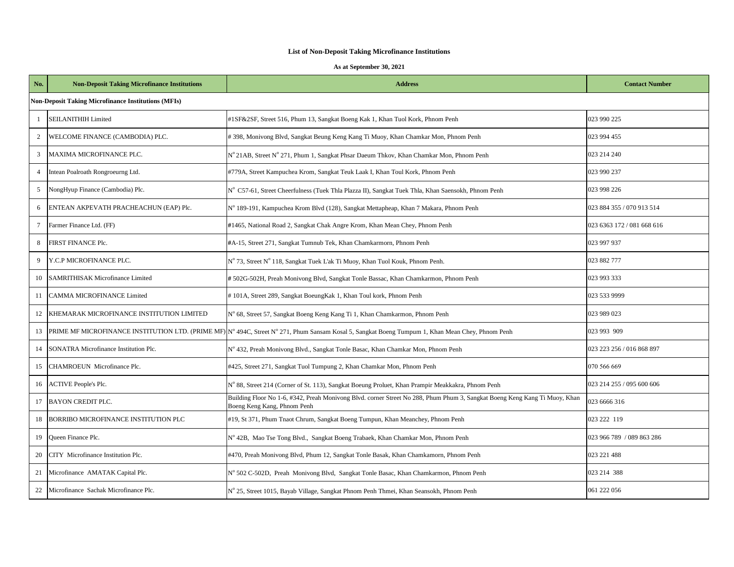**List of Non-Deposit Taking Microfinance Institutions**

**As at September 30, 2021**

| No. | Non-Deposit Taking Microfinance Institutions | Address | Contact Number |
|---|---|---|---|
| **Non-Deposit Taking Microfinance Institutions (MFIs)** | | | |
| 1 | SEILANITHIH Limited | #1SF&2SF, Street 516, Phum 13, Sangkat Boeng Kak 1, Khan Tuol Kork, Phnom Penh | 023 990 225 |
| 2 | WELCOME FINANCE (CAMBODIA) PLC. | # 398, Monivong Blvd, Sangkat Beung Keng Kang Ti Muoy, Khan Chamkar Mon, Phnom Penh | 023 994 455 |
| 3 | MAXIMA MICROFINANCE PLC. | N° 21AB, Street N° 271, Phum 1, Sangkat Phsar Daeum Thkov, Khan Chamkar Mon, Phnom Penh | 023 214 240 |
| 4 | Intean Poalroath Rongroeurng Ltd. | #779A, Street Kampuchea Krom, Sangkat Teuk Laak I, Khan Toul Kork, Phnom Penh | 023 990 237 |
| 5 | NongHyup Finance (Cambodia) Plc. | N° C57-61, Street Cheerfulness (Tuek Thla Plazza II), Sangkat Tuek Thla, Khan Saensokh, Phnom Penh | 023 998 226 |
| 6 | ENTEAN AKPEVATH PRACHEACHUN (EAP) Plc. | N° 189-191, Kampuchea Krom Blvd (128), Sangkat Mettapheap, Khan 7 Makara, Phnom Penh | 023 884 355 / 070 913 514 |
| 7 | Farmer Finance Ltd. (FF) | #1465, National Road 2, Sangkat Chak Angre Krom, Khan Mean Chey, Phnom Penh | 023 6363 172 / 081 668 616 |
| 8 | FIRST FINANCE Plc. | #A-15, Street 271, Sangkat Tumnub Tek, Khan Chamkarmorn, Phnom Penh | 023 997 937 |
| 9 | Y.C.P MICROFINANCE PLC. | N° 73, Street N° 118, Sangkat Tuek L'ak Ti Muoy, Khan Tuol Kouk, Phnom Penh. | 023 882 777 |
| 10 | SAMRITHISAK Microfinance Limited | # 502G-502H, Preah Monivong Blvd, Sangkat Tonle Bassac, Khan Chamkarmon, Phnom Penh | 023 993 333 |
| 11 | CAMMA MICROFINANCE Limited | # 101A, Street 289, Sangkat BoeungKak 1, Khan Toul kork, Phnom Penh | 023 533 9999 |
| 12 | KHEMARAK MICROFINANCE INSTITUTION LIMITED | N° 68, Street 57, Sangkat Boeng Keng Kang Ti 1, Khan Chamkarmon, Phnom Penh | 023 989 023 |
| 13 | PRIME MF MICROFINANCE INSTITUTION LTD. (PRIME MF) | N° 494C, Street N° 271, Phum Sansam Kosal 5, Sangkat Boeng Tumpum 1, Khan Mean Chey, Phnom Penh | 023 993 909 |
| 14 | SONATRA Microfinance Institution Plc. | N° 432, Preah Monivong Blvd., Sangkat Tonle Basac, Khan Chamkar Mon, Phnom Penh | 023 223 256 / 016 868 897 |
| 15 | CHAMROEUN Microfinance Plc. | #425, Street 271, Sangkat Tuol Tumpung 2, Khan Chamkar Mon, Phnom Penh | 070 566 669 |
| 16 | ACTIVE People's Plc. | N° 88, Street 214 (Corner of St. 113), Sangkat Boeung Proluet, Khan Prampir Meakkakra, Phnom Penh | 023 214 255 / 095 600 606 |
| 17 | BAYON CREDIT PLC. | Building Floor No 1-6, #342, Preah Monivong Blvd. corner Street No 288, Phum Phum 3, Sangkat Boeng Keng Kang Ti Muoy, Khan Boeng Keng Kang, Phnom Penh | 023 6666 316 |
| 18 | BORRIBO MICROFINANCE INSTITUTION PLC | #19, St 371, Phum Tnaot Chrum, Sangkat Boeng Tumpun, Khan Meanchey, Phnom Penh | 023 222 119 |
| 19 | Queen Finance Plc. | N° 42B, Mao Tse Tong Blvd., Sangkat Boeng Trabaek, Khan Chamkar Mon, Phnom Penh | 023 966 789 / 089 863 286 |
| 20 | CITY Microfinance Institution Plc. | #470, Preah Monivong Blvd, Phum 12, Sangkat Tonle Basak, Khan Chamkamorn, Phnom Penh | 023 221 488 |
| 21 | Microfinance AMATAK Capital Plc. | N° 502 C-502D, Preah Monivong Blvd, Sangkat Tonle Basac, Khan Chamkarmon, Phnom Penh | 023 214 388 |
| 22 | Microfinance Sachak Microfinance Plc. | N° 25, Street 1015, Bayab Village, Sangkat Phnom Penh Thmei, Khan Seansokh, Phnom Penh | 061 222 056 |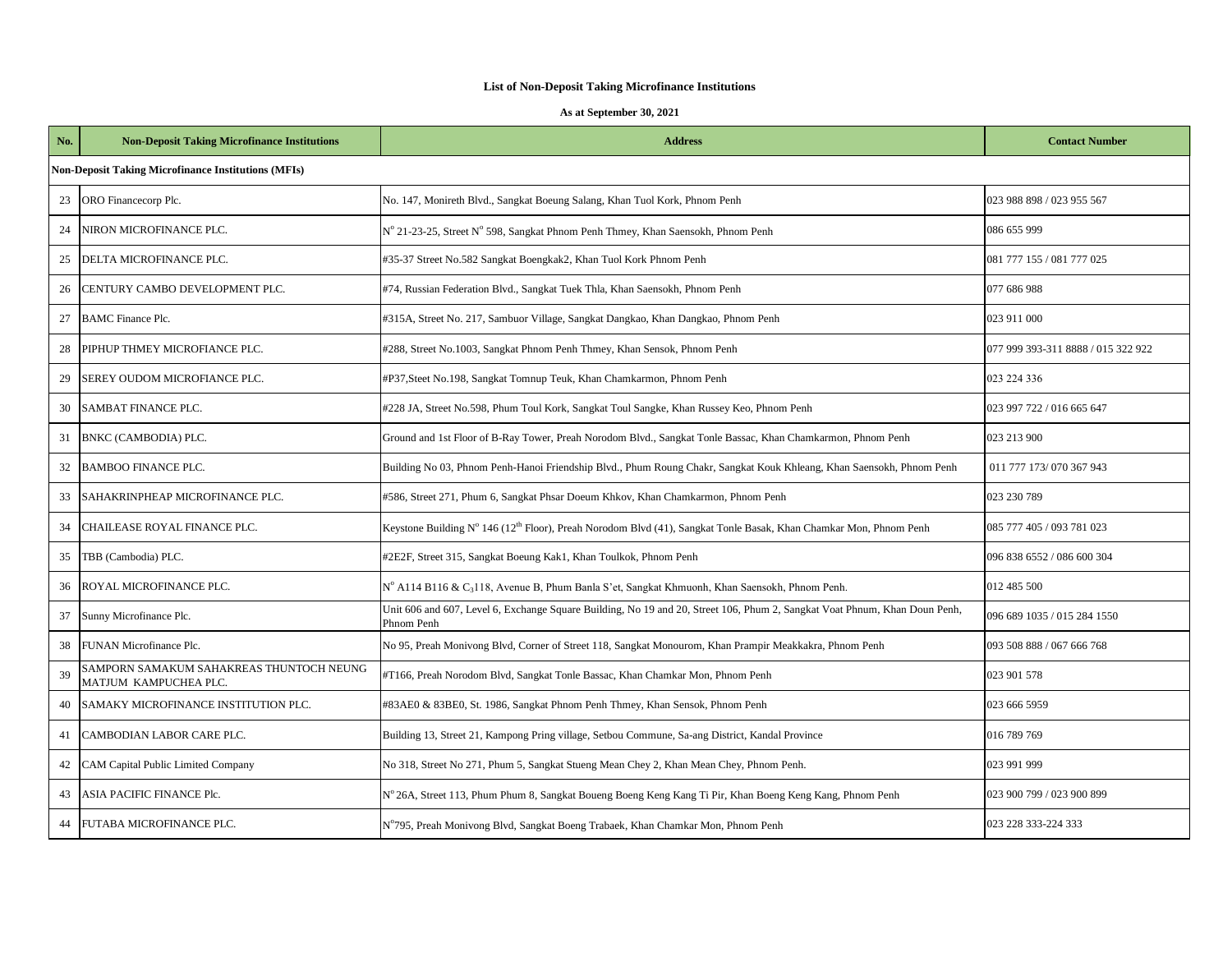**List of Non-Deposit Taking Microfinance Institutions**

**As at September 30, 2021**

| No. | Non-Deposit Taking Microfinance Institutions | Address | Contact Number |
|---|---|---|---|
| **Non-Deposit Taking Microfinance Institutions (MFIs)** | | | |
| 23 | ORO Financecorp Plc. | No. 147, Monireth Blvd., Sangkat Boeung Salang, Khan Tuol Kork, Phnom Penh | 023 988 898 / 023 955 567 |
| 24 | NIRON MICROFINANCE PLC. | N° 21-23-25, Street N° 598, Sangkat Phnom Penh Thmey, Khan Saensokh, Phnom Penh | 086 655 999 |
| 25 | DELTA MICROFINANCE PLC. | #35-37 Street No.582 Sangkat Boengkak2, Khan Tuol Kork Phnom Penh | 081 777 155 / 081 777 025 |
| 26 | CENTURY CAMBO DEVELOPMENT PLC. | #74, Russian Federation Blvd., Sangkat Tuek Thla, Khan Saensokh, Phnom Penh | 077 686 988 |
| 27 | BAMC Finance Plc. | #315A, Street No. 217, Sambuor Village, Sangkat Dangkao, Khan Dangkao, Phnom Penh | 023 911 000 |
| 28 | PIPHUP THMEY MICROFIANCE PLC. | #288, Street No.1003, Sangkat Phnom Penh Thmey, Khan Sensok, Phnom Penh | 077 999 393-311 8888 / 015 322 922 |
| 29 | SEREY OUDOM MICROFIANCE PLC. | #P37,Steet No.198, Sangkat Tomnup Teuk, Khan Chamkarmon, Phnom Penh | 023 224 336 |
| 30 | SAMBAT FINANCE PLC. | #228 JA, Street No.598, Phum Toul Kork, Sangkat Toul Sangke, Khan Russey Keo, Phnom Penh | 023 997 722 / 016 665 647 |
| 31 | BNKC (CAMBODIA) PLC. | Ground and 1st Floor of B-Ray Tower, Preah Norodom Blvd., Sangkat Tonle Bassac, Khan Chamkarmon, Phnom Penh | 023 213 900 |
| 32 | BAMBOO FINANCE PLC. | Building No 03, Phnom Penh-Hanoi Friendship Blvd., Phum Roung Chakr, Sangkat Kouk Khleang, Khan Saensokh, Phnom Penh | 011 777 173/ 070 367 943 |
| 33 | SAHAKRINPHEAP MICROFINANCE PLC. | #586, Street 271, Phum 6, Sangkat Phsar Doeum Khkov, Khan Chamkarmon, Phnom Penh | 023 230 789 |
| 34 | CHAILEASE ROYAL FINANCE PLC. | Keystone Building N° 146 (12th Floor), Preah Norodom Blvd (41), Sangkat Tonle Basak, Khan Chamkar Mon, Phnom Penh | 085 777 405 / 093 781 023 |
| 35 | TBB (Cambodia) PLC. | #2E2F, Street 315, Sangkat Boeung Kak1, Khan Toulkok, Phnom Penh | 096 838 6552 / 086 600 304 |
| 36 | ROYAL MICROFINANCE PLC. | N° A114 B116 & $C_3$118, Avenue B, Phum Banla S'et, Sangkat Khmuonh, Khan Saensokh, Phnom Penh. | 012 485 500 |
| 37 | Sunny Microfinance Plc. | Unit 606 and 607, Level 6, Exchange Square Building, No 19 and 20, Street 106, Phum 2, Sangkat Voat Phnum, Khan Doun Penh, Phnom Penh | 096 689 1035 / 015 284 1550 |
| 38 | FUNAN Microfinance Plc. | No 95, Preah Monivong Blvd, Corner of Street 118, Sangkat Monourom, Khan Prampir Meakkakra, Phnom Penh | 093 508 888 / 067 666 768 |
| 39 | SAMPORN SAMAKUM SAHAKREAS THUNTOCH NEUNG MATJUM KAMPUCHEA PLC. | #T166, Preah Norodom Blvd, Sangkat Tonle Bassac, Khan Chamkar Mon, Phnom Penh | 023 901 578 |
| 40 | SAMAKY MICROFINANCE INSTITUTION PLC. | #83AE0 & 83BE0, St. 1986, Sangkat Phnom Penh Thmey, Khan Sensok, Phnom Penh | 023 666 5959 |
| 41 | CAMBODIAN LABOR CARE PLC. | Building 13, Street 21, Kampong Pring village, Setbou Commune, Sa-ang District, Kandal Province | 016 789 769 |
| 42 | CAM Capital Public Limited Company | No 318, Street No 271, Phum 5, Sangkat Stueng Mean Chey 2, Khan Mean Chey, Phnom Penh. | 023 991 999 |
| 43 | ASIA PACIFIC FINANCE Plc. | N° 26A, Street 113, Phum Phum 8, Sangkat Boueng Boeng Keng Kang Ti Pir, Khan Boeng Keng Kang, Phnom Penh | 023 900 799 / 023 900 899 |
| 44 | FUTABA MICROFINANCE PLC. | N°795, Preah Monivong Blvd, Sangkat Boeng Trabaek, Khan Chamkar Mon, Phnom Penh | 023 228 333-224 333 |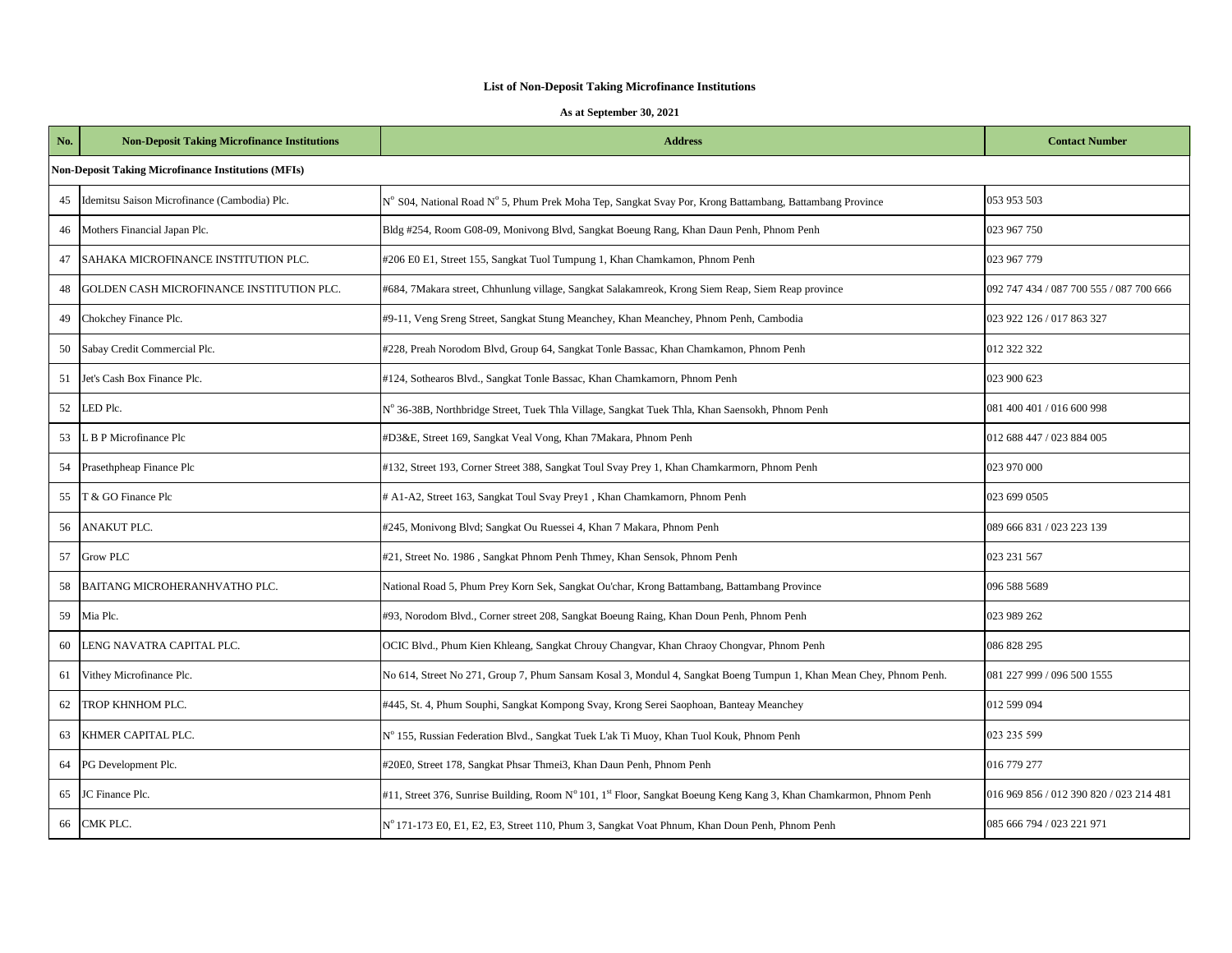**List of Non-Deposit Taking Microfinance Institutions**

**As at September 30, 2021**

| No. | Non-Deposit Taking Microfinance Institutions | Address | Contact Number |
|---|---|---|---|
| **Non-Deposit Taking Microfinance Institutions (MFIs)** | | | |
| 45 | Idemitsu Saison Microfinance (Cambodia) Plc. | N° S04, National Road N° 5, Phum Prek Moha Tep, Sangkat Svay Por, Krong Battambang, Battambang Province | 053 953 503 |
| 46 | Mothers Financial Japan Plc. | Bldg #254, Room G08-09, Monivong Blvd, Sangkat Boeung Rang, Khan Daun Penh, Phnom Penh | 023 967 750 |
| 47 | SAHAKA MICROFINANCE INSTITUTION PLC. | #206 E0 E1, Street 155, Sangkat Tuol Tumpung 1, Khan Chamkamon, Phnom Penh | 023 967 779 |
| 48 | GOLDEN CASH MICROFINANCE INSTITUTION PLC. | #684, 7Makara street, Chhunlung village, Sangkat Salakamreok, Krong Siem Reap, Siem Reap province | 092 747 434 / 087 700 555 / 087 700 666 |
| 49 | Chokchey Finance Plc. | #9-11, Veng Sreng Street, Sangkat Stung Meanchey, Khan Meanchey, Phnom Penh, Cambodia | 023 922 126 / 017 863 327 |
| 50 | Sabay Credit Commercial Plc. | #228, Preah Norodom Blvd, Group 64, Sangkat Tonle Bassac, Khan Chamkamon, Phnom Penh | 012 322 322 |
| 51 | Jet's Cash Box Finance Plc. | #124, Sothearos Blvd., Sangkat Tonle Bassac, Khan Chamkamorn, Phnom Penh | 023 900 623 |
| 52 | LED Plc. | N° 36-38B, Northbridge Street, Tuek Thla Village, Sangkat Tuek Thla, Khan Saensokh, Phnom Penh | 081 400 401 / 016 600 998 |
| 53 | L B P Microfinance Plc | #D3&E, Street 169, Sangkat Veal Vong, Khan 7Makara, Phnom Penh | 012 688 447 / 023 884 005 |
| 54 | Prasethpheap Finance Plc | #132, Street 193, Corner Street 388, Sangkat Toul Svay Prey 1, Khan Chamkarmorn, Phnom Penh | 023 970 000 |
| 55 | T & GO Finance Plc | # A1-A2, Street 163, Sangkat Toul Svay Prey1 , Khan Chamkamorn, Phnom Penh | 023 699 0505 |
| 56 | ANAKUT PLC. | #245, Monivong Blvd; Sangkat Ou Ruessei 4, Khan 7 Makara, Phnom Penh | 089 666 831 / 023 223 139 |
| 57 | Grow PLC | #21, Street No. 1986 , Sangkat Phnom Penh Thmey, Khan Sensok, Phnom Penh | 023 231 567 |
| 58 | BAITANG MICROHERANHVATHO PLC. | National Road 5, Phum Prey Korn Sek, Sangkat Ou'char, Krong Battambang, Battambang Province | 096 588 5689 |
| 59 | Mia Plc. | #93, Norodom Blvd., Corner street 208, Sangkat Boeung Raing, Khan Doun Penh, Phnom Penh | 023 989 262 |
| 60 | LENG NAVATRA CAPITAL PLC. | OCIC Blvd., Phum Kien Khleang, Sangkat Chrouy Changvar, Khan Chraoy Chongvar, Phnom Penh | 086 828 295 |
| 61 | Vithey Microfinance Plc. | No 614, Street No 271, Group 7, Phum Sansam Kosal 3, Mondul 4, Sangkat Boeng Tumpun 1, Khan Mean Chey, Phnom Penh. | 081 227 999 / 096 500 1555 |
| 62 | TROP KHNHOM PLC. | #445, St. 4, Phum Souphi, Sangkat Kompong Svay, Krong Serei Saophoan, Banteay Meanchey | 012 599 094 |
| 63 | KHMER CAPITAL PLC. | N° 155, Russian Federation Blvd., Sangkat Tuek L'ak Ti Muoy, Khan Tuol Kouk, Phnom Penh | 023 235 599 |
| 64 | PG Development Plc. | #20E0, Street 178, Sangkat Phsar Thmei3, Khan Daun Penh, Phnom Penh | 016 779 277 |
| 65 | JC Finance Plc. | #11, Street 376, Sunrise Building, Room N° 101, 1st Floor, Sangkat Boeung Keng Kang 3, Khan Chamkarmon, Phnom Penh | 016 969 856 / 012 390 820 / 023 214 481 |
| 66 | CMK PLC. | N° 171-173 E0, E1, E2, E3, Street 110, Phum 3, Sangkat Voat Phnum, Khan Doun Penh, Phnom Penh | 085 666 794 / 023 221 971 |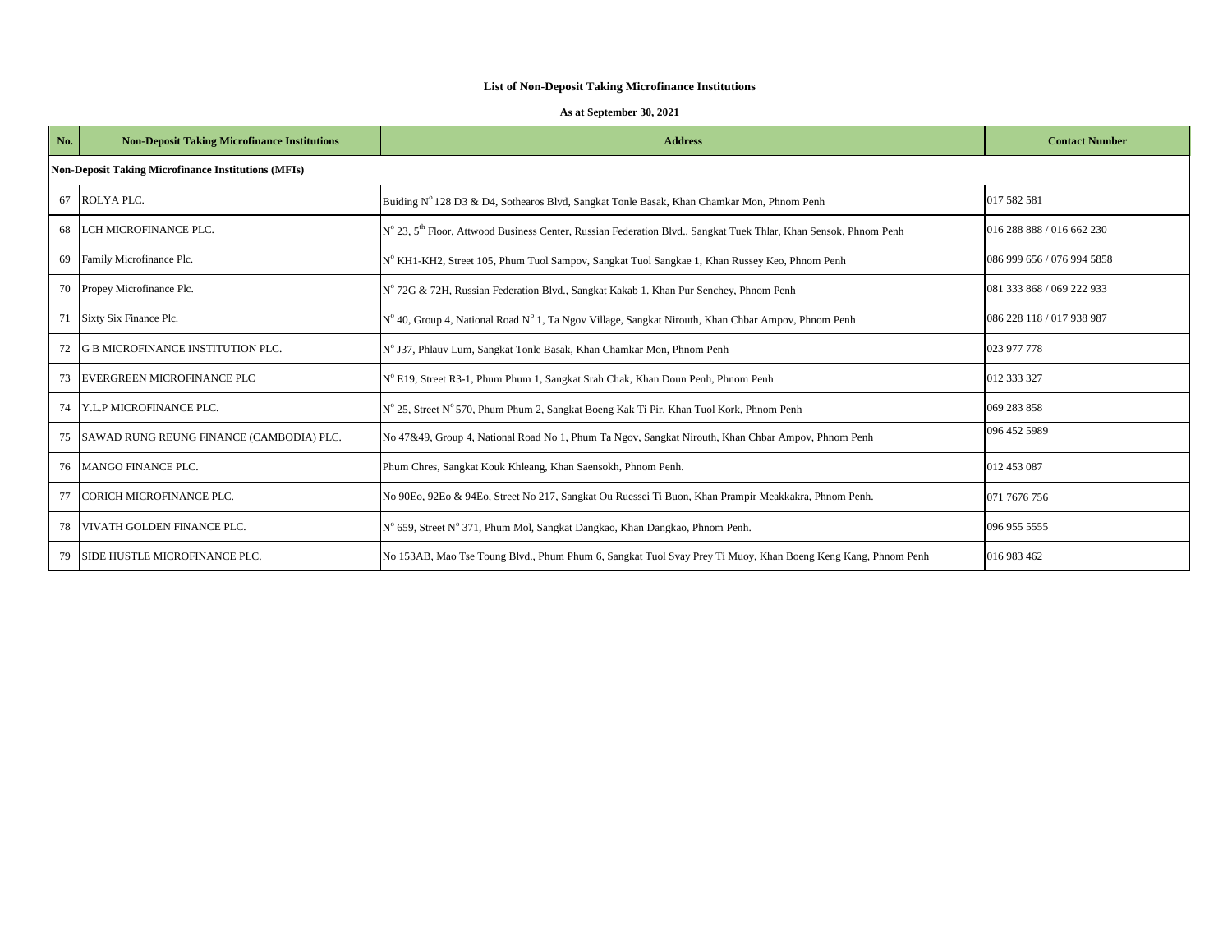**List of Non-Deposit Taking Microfinance Institutions**

**As at September 30, 2021**

| No. | Non-Deposit Taking Microfinance Institutions | Address | Contact Number |
|---|---|---|---|
| **Non-Deposit Taking Microfinance Institutions (MFIs)** | | | |
| 67 | ROLYA PLC. | Buiding N° 128 D3 & D4, Sothearos Blvd, Sangkat Tonle Basak, Khan Chamkar Mon, Phnom Penh | 017 582 581 |
| 68 | LCH MICROFINANCE PLC. | N° 23, 5th Floor, Attwood Business Center, Russian Federation Blvd., Sangkat Tuek Thlar, Khan Sensok, Phnom Penh | 016 288 888 / 016 662 230 |
| 69 | Family Microfinance Plc. | N° KH1-KH2, Street 105, Phum Tuol Sampov, Sangkat Tuol Sangkae 1, Khan Russey Keo, Phnom Penh | 086 999 656 / 076 994 5858 |
| 70 | Propey Microfinance Plc. | N° 72G & 72H, Russian Federation Blvd., Sangkat Kakab 1. Khan Pur Senchey, Phnom Penh | 081 333 868 / 069 222 933 |
| 71 | Sixty Six Finance Plc. | N° 40, Group 4, National Road N° 1, Ta Ngov Village, Sangkat Nirouth, Khan Chbar Ampov, Phnom Penh | 086 228 118 / 017 938 987 |
| 72 | G B MICROFINANCE INSTITUTION PLC. | N° J37, Phlauv Lum, Sangkat Tonle Basak, Khan Chamkar Mon, Phnom Penh | 023 977 778 |
| 73 | EVERGREEN MICROFINANCE PLC | N° E19, Street R3-1, Phum Phum 1, Sangkat Srah Chak, Khan Doun Penh, Phnom Penh | 012 333 327 |
| 74 | Y.L.P MICROFINANCE PLC. | N° 25, Street N° 570, Phum Phum 2, Sangkat Boeng Kak Ti Pir, Khan Tuol Kork, Phnom Penh | 069 283 858 |
| 75 | SAWAD RUNG REUNG FINANCE (CAMBODIA) PLC. | No 47&49, Group 4, National Road No 1, Phum Ta Ngov, Sangkat Nirouth, Khan Chbar Ampov, Phnom Penh | 096 452 5989 |
| 76 | MANGO FINANCE PLC. | Phum Chres, Sangkat Kouk Khleang, Khan Saensokh, Phnom Penh. | 012 453 087 |
| 77 | CORICH MICROFINANCE PLC. | No 90Eo, 92Eo & 94Eo, Street No 217, Sangkat Ou Ruessei Ti Buon, Khan Prampir Meakkakra, Phnom Penh. | 071 7676 756 |
| 78 | VIVATH GOLDEN FINANCE PLC. | N° 659, Street N° 371, Phum Mol, Sangkat Dangkao, Khan Dangkao, Phnom Penh. | 096 955 5555 |
| 79 | SIDE HUSTLE MICROFINANCE PLC. | No 153AB, Mao Tse Toung Blvd., Phum Phum 6, Sangkat Tuol Svay Prey Ti Muoy, Khan Boeng Keng Kang, Phnom Penh | 016 983 462 |